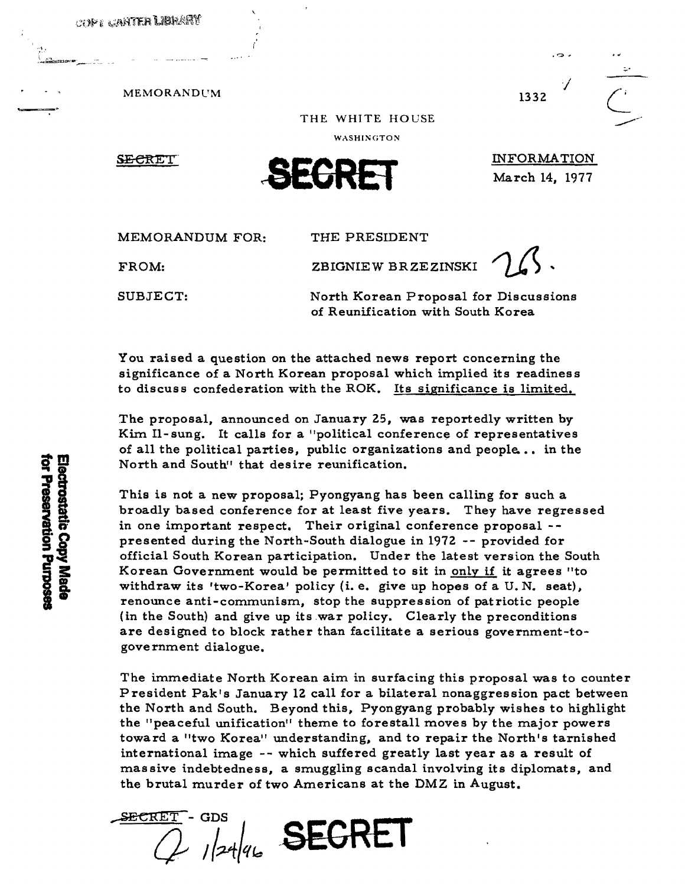COPY CARTER LIBRARY

MEMORANDUM

1332

THE WHITE HOUSE

WASHINGTON

~~SECRET~~

**SECRET**

INFORMATION

March 14, 1977

MEMORANDUM FOR: THE PRESIDENT

FROM: ZBIGNIEW BRZEZINSKI

SUBJECT: North Korean Proposal for Discussions of Reunification with South Korea

You raised a question on the attached news report concerning the significance of a North Korean proposal which implied its readiness to discuss confederation with the ROK. Its significance is limited.

The proposal, announced on January 25, was reportedly written by Kim Il-sung. It calls for a "political conference of representatives of all the political parties, public organizations and people... in the North and South" that desire reunification.

This is not a new proposal; Pyongyang has been calling for such a broadly based conference for at least five years. They have regressed in one important respect. Their original conference proposal -- presented during the North-South dialogue in 1972 -- provided for official South Korean participation. Under the latest version the South Korean Government would be permitted to sit in only if it agrees "to withdraw its 'two-Korea' policy (i. e. give up hopes of a U. N. seat), renounce anti-communism, stop the suppression of patriotic people (in the South) and give up its war policy. Clearly the preconditions are designed to block rather than facilitate a serious government-to-government dialogue.

The immediate North Korean aim in surfacing this proposal was to counter President Pak's January 12 call for a bilateral nonaggression pact between the North and South. Beyond this, Pyongyang probably wishes to highlight the "peaceful unification" theme to forestall moves by the major powers toward a "two Korea" understanding, and to repair the North's tarnished international image -- which suffered greatly last year as a result of massive indebtedness, a smuggling scandal involving its diplomats, and the brutal murder of two Americans at the DMZ in August.

~~SECRET~~ - GDS

**SECRET**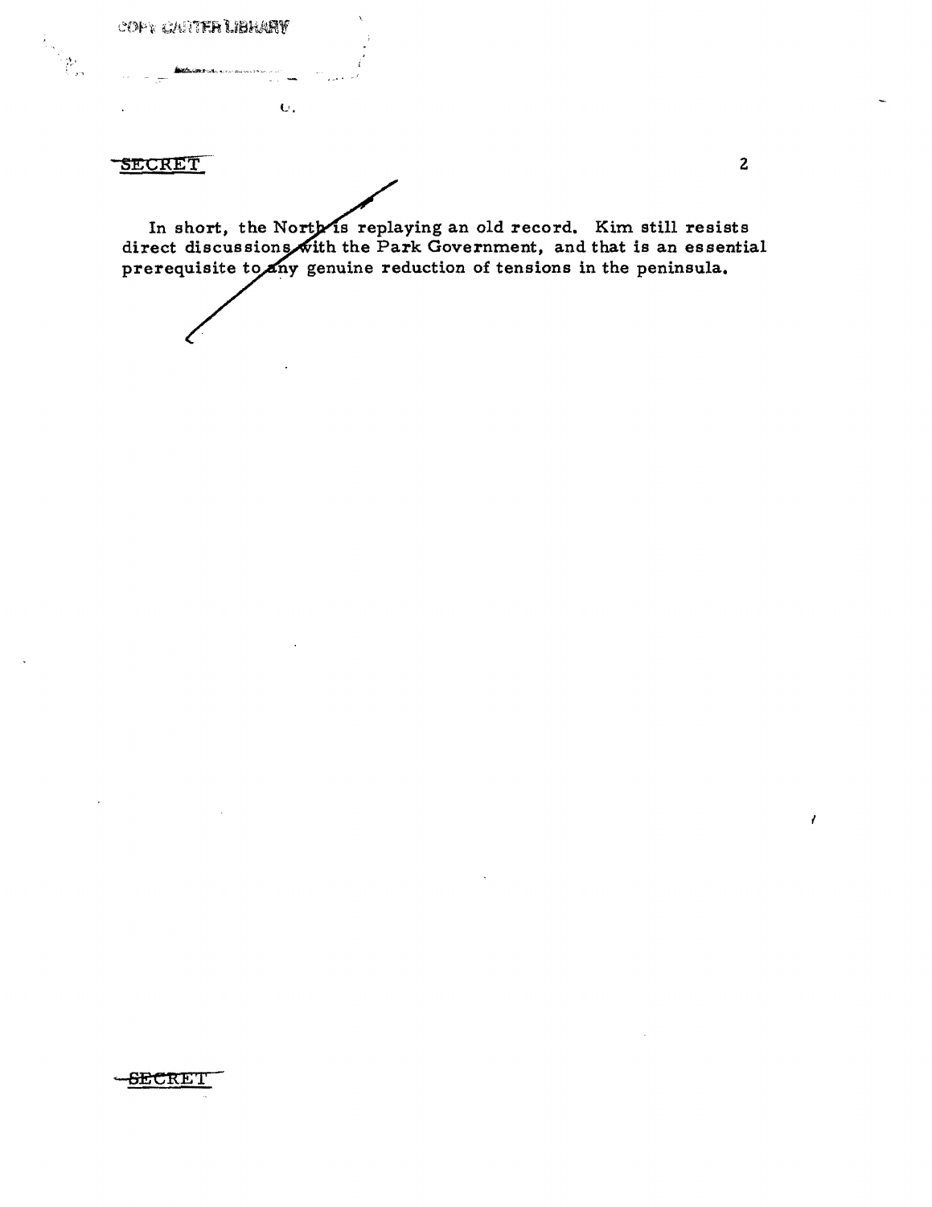SECRET

In short, the North is replaying an old record. Kim still resists direct discussions with the Park Government, and that is an essential prerequisite to any genuine reduction of tensions in the peninsula.

SECRET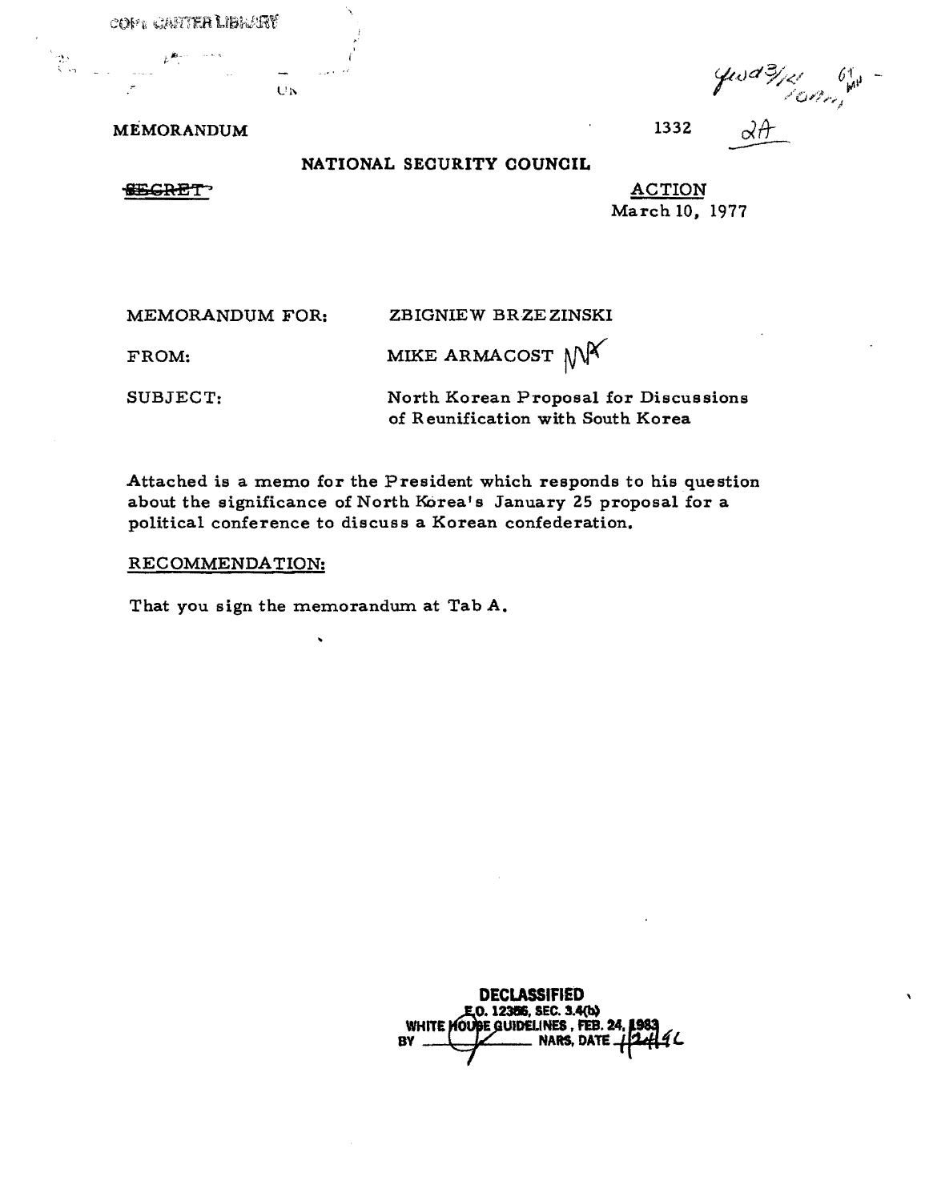MEMORANDUM

1332

NATIONAL SECURITY COUNCIL

~~SECRET~~

ACTION
March 10, 1977

MEMORANDUM FOR: ZBIGNIEW BRZEZINSKI

FROM: MIKE ARMACOST

SUBJECT: North Korean Proposal for Discussions of Reunification with South Korea

Attached is a memo for the President which responds to his question about the significance of North Korea's January 25 proposal for a political conference to discuss a Korean confederation.

RECOMMENDATION:

That you sign the memorandum at Tab A.

**DECLASSIFIED**
E.O. 12356, SEC. 3.4(b)
WHITE HOUSE GUIDELINES, FEB. 24, 1983
BY ______ NARS, DATE ______